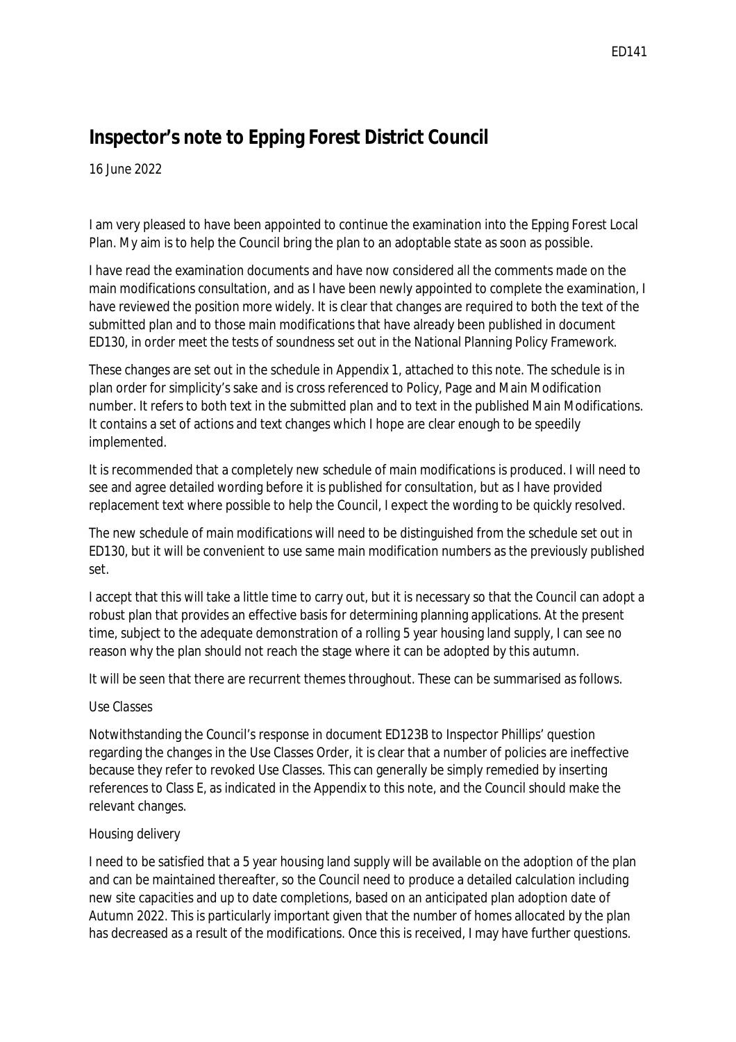# Inspector's note to Epping Forest District Council

16 June 2022

I am very pleased to have been appointed to continue the examination into the Epping Forest Local Plan. My aim is to help the Council bring the plan to an adoptable state as soon as possible.

I have read the examination documents and have now considered all the comments made on the main modifications consultation, and as I have been newly appointed to complete the examination, I have reviewed the position more widely. It is clear that changes are required to both the text of the submitted plan and to those main modifications that have already been published in document ED130, in order meet the tests of soundness set out in the National Planning Policy Framework.

These changes are set out in the schedule in Appendix 1, attached to this note. The schedule is in plan order for simplicity's sake and is cross referenced to Policy, Page and Main Modification number. It refers to both text in the submitted plan and to text in the published Main Modifications. It contains a set of actions and text changes which I hope are clear enough to be speedily implemented.

It is recommended that a completely new schedule of main modifications is produced. I will need to see and agree detailed wording before it is published for consultation, but as I have provided replacement text where possible to help the Council, I expect the wording to be quickly resolved.

The new schedule of main modifications will need to be distinguished from the schedule set out in ED130, but it will be convenient to use same main modification numbers as the previously published set.

I accept that this will take a little time to carry out, but it is necessary so that the Council can adopt a robust plan that provides an effective basis for determining planning applications. At the present time, subject to the adequate demonstration of a rolling 5 year housing land supply, I can see no reason why the plan should not reach the stage where it can be adopted by this autumn.

It will be seen that there are recurrent themes throughout. These can be summarised as follows.

Use Classes

Notwithstanding the Council's response in document ED123B to Inspector Phillips' question regarding the changes in the Use Classes Order, it is clear that a number of policies are ineffective because they refer to revoked Use Classes. This can generally be simply remedied by inserting references to Class E, as indicated in the Appendix to this note, and the Council should make the relevant changes.

Housing delivery

I need to be satisfied that a 5 year housing land supply will be available on the adoption of the plan and can be maintained thereafter, so the Council need to produce a detailed calculation including new site capacities and up to date completions, based on an anticipated plan adoption date of Autumn 2022. This is particularly important given that the number of homes allocated by the plan has decreased as a result of the modifications. Once this is received, I may have further questions.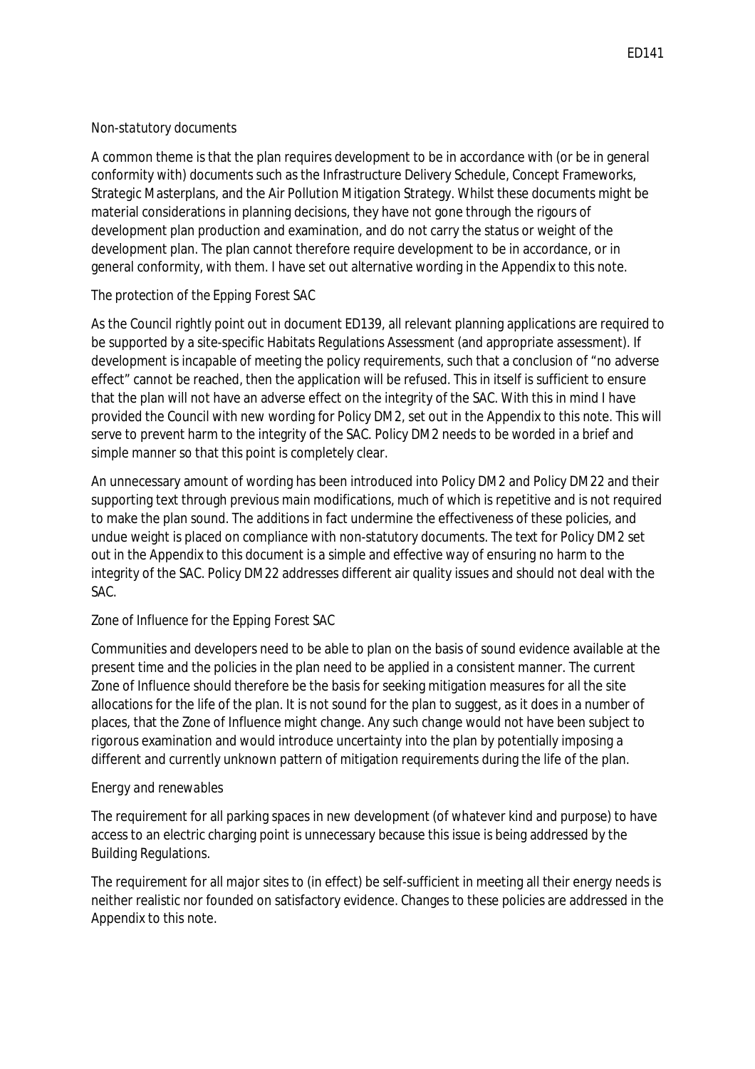*Non-statutory documents*

A common theme is that the plan requires development to be in accordance with (or be in general conformity with) documents such as the Infrastructure Delivery Schedule, Concept Frameworks, Strategic Masterplans, and the Air Pollution Mitigation Strategy. Whilst these documents might be material considerations in planning decisions, they have not gone through the rigours of development plan production and examination, and do not carry the status or weight of the development plan. The plan cannot therefore require development to be in accordance, or in general conformity, with them. I have set out alternative wording in the Appendix to this note.

*The protection of the Epping Forest SAC*

As the Council rightly point out in document ED139, all relevant planning applications are required to be supported by a site-specific Habitats Regulations Assessment (and appropriate assessment). If development is incapable of meeting the policy requirements, such that a conclusion of "no adverse effect" cannot be reached, then the application will be refused. This in itself is sufficient to ensure that the plan will not have an adverse effect on the integrity of the SAC. With this in mind I have provided the Council with new wording for Policy DM2, set out in the Appendix to this note. This will serve to prevent harm to the integrity of the SAC. Policy DM2 needs to be worded in a brief and simple manner so that this point is completely clear.

An unnecessary amount of wording has been introduced into Policy DM2 and Policy DM22 and their supporting text through previous main modifications, much of which is repetitive and is not required to make the plan sound. The additions in fact undermine the effectiveness of these policies, and undue weight is placed on compliance with non-statutory documents. The text for Policy DM2 set out in the Appendix to this document is a simple and effective way of ensuring no harm to the integrity of the SAC. Policy DM22 addresses different air quality issues and should not deal with the SAC.

*Zone of Influence for the Epping Forest SAC*

Communities and developers need to be able to plan on the basis of sound evidence available at the present time and the policies in the plan need to be applied in a consistent manner. The current Zone of Influence should therefore be the basis for seeking mitigation measures for all the site allocations for the life of the plan. It is not sound for the plan to suggest, as it does in a number of places, that the Zone of Influence might change. Any such change would not have been subject to rigorous examination and would introduce uncertainty into the plan by potentially imposing a different and currently unknown pattern of mitigation requirements during the life of the plan.

*Energy and renewables*

The requirement for all parking spaces in new development (of whatever kind and purpose) to have access to an electric charging point is unnecessary because this issue is being addressed by the Building Regulations.

The requirement for all major sites to (in effect) be self-sufficient in meeting all their energy needs is neither realistic nor founded on satisfactory evidence. Changes to these policies are addressed in the Appendix to this note.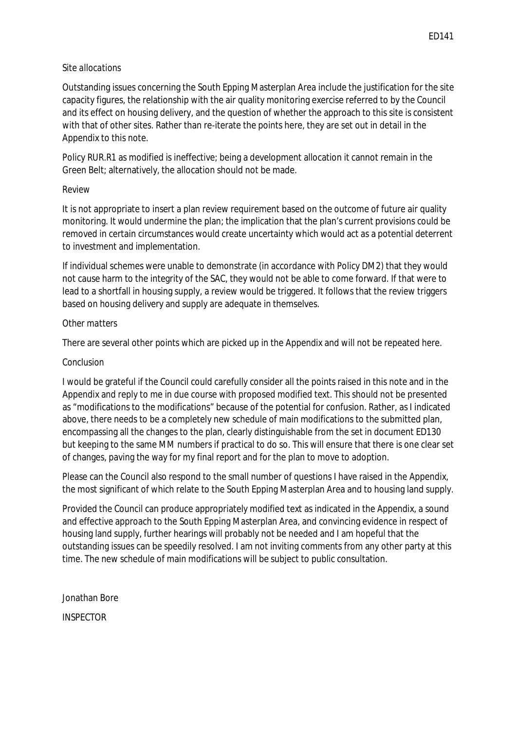*Site allocations*

Outstanding issues concerning the South Epping Masterplan Area include the justification for the site capacity figures, the relationship with the air quality monitoring exercise referred to by the Council and its effect on housing delivery, and the question of whether the approach to this site is consistent with that of other sites. Rather than re-iterate the points here, they are set out in detail in the Appendix to this note.

Policy RUR.R1 as modified is ineffective; being a development allocation it cannot remain in the Green Belt; alternatively, the allocation should not be made.

*Review*

It is not appropriate to insert a plan review requirement based on the outcome of future air quality monitoring. It would undermine the plan; the implication that the plan's current provisions could be removed in certain circumstances would create uncertainty which would act as a potential deterrent to investment and implementation.

If individual schemes were unable to demonstrate (in accordance with Policy DM2) that they would not cause harm to the integrity of the SAC, they would not be able to come forward. If that were to lead to a shortfall in housing supply, a review would be triggered. It follows that the review triggers based on housing delivery and supply are adequate in themselves.

*Other matters*

There are several other points which are picked up in the Appendix and will not be repeated here.

*Conclusion*

I would be grateful if the Council could carefully consider all the points raised in this note and in the Appendix and reply to me in due course with proposed modified text. This should not be presented as "modifications to the modifications" because of the potential for confusion. Rather, as I indicated above, there needs to be a completely new schedule of main modifications to the submitted plan, encompassing all the changes to the plan, clearly distinguishable from the set in document ED130 but keeping to the same MM numbers if practical to do so. This will ensure that there is one clear set of changes, paving the way for my final report and for the plan to move to adoption.

Please can the Council also respond to the small number of questions I have raised in the Appendix, the most significant of which relate to the South Epping Masterplan Area and to housing land supply.

Provided the Council can produce appropriately modified text as indicated in the Appendix, a sound and effective approach to the South Epping Masterplan Area, and convincing evidence in respect of housing land supply, further hearings will probably not be needed and I am hopeful that the outstanding issues can be speedily resolved. I am not inviting comments from any other party at this time. The new schedule of main modifications will be subject to public consultation.

Jonathan Bore

INSPECTOR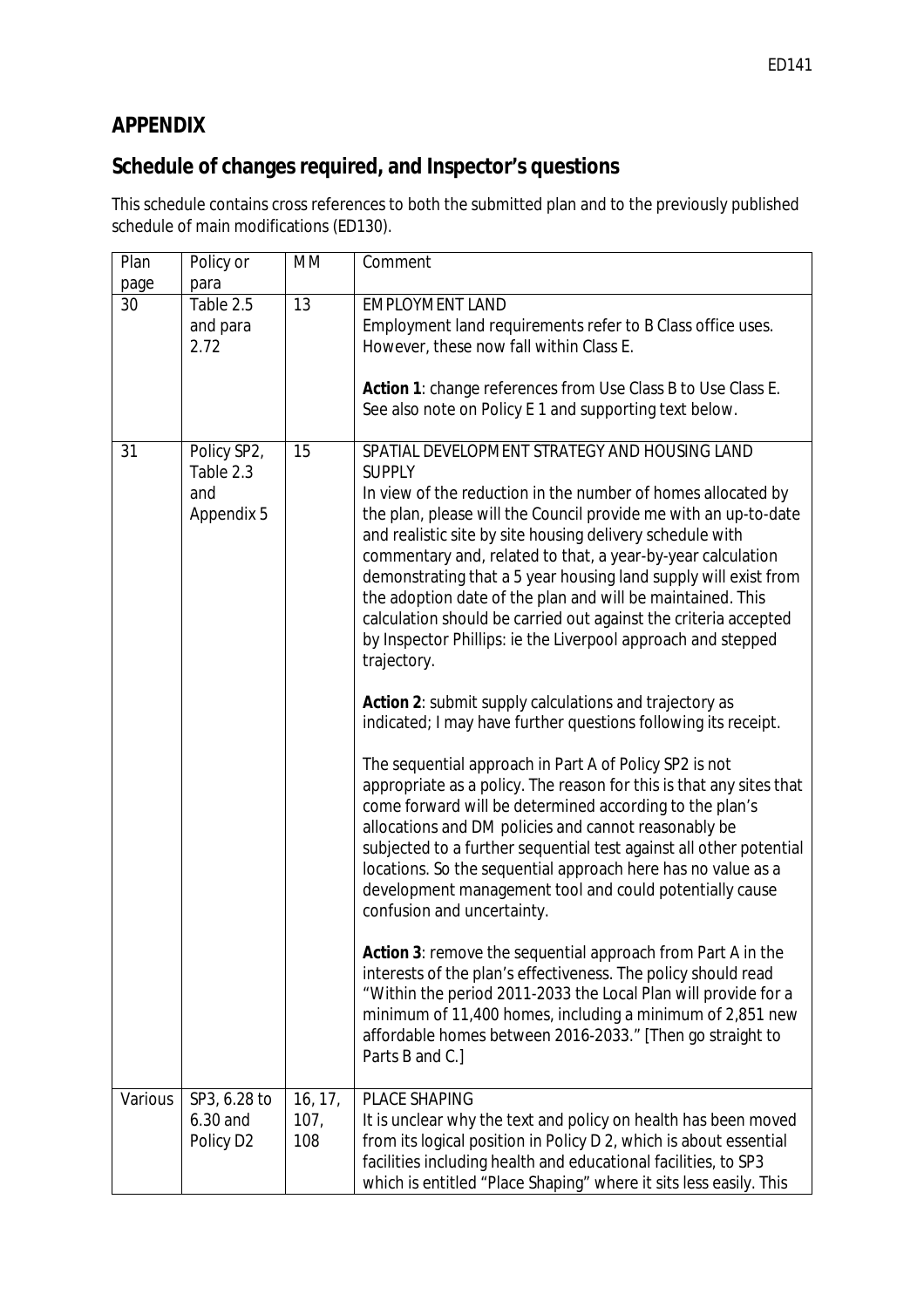## APPENDIX

## Schedule of changes required, and Inspector's questions

This schedule contains cross references to both the submitted plan and to the previously published schedule of main modifications (ED130).

| Plan page | Policy or para | MM | Comment |
|---|---|---|---|
| 30 | Table 2.5 and para 2.72 | 13 | EMPLOYMENT LAND<br>Employment land requirements refer to B Class office uses. However, these now fall within Class E.<br><br>**Action 1**: change references from Use Class B to Use Class E. See also note on Policy E 1 and supporting text below. |
| 31 | Policy SP2, Table 2.3 and Appendix 5 | 15 | SPATIAL DEVELOPMENT STRATEGY AND HOUSING LAND SUPPLY<br>In view of the reduction in the number of homes allocated by the plan, please will the Council provide me with an up-to-date and realistic site by site housing delivery schedule with commentary and, related to that, a year-by-year calculation demonstrating that a 5 year housing land supply will exist from the adoption date of the plan and will be maintained. This calculation should be carried out against the criteria accepted by Inspector Phillips: ie the Liverpool approach and stepped trajectory.<br><br>**Action 2**: submit supply calculations and trajectory as indicated; I may have further questions following its receipt.<br><br>The sequential approach in Part A of Policy SP2 is not appropriate as a policy. The reason for this is that any sites that come forward will be determined according to the plan's allocations and DM policies and cannot reasonably be subjected to a further sequential test against all other potential locations. So the sequential approach here has no value as a development management tool and could potentially cause confusion and uncertainty.<br><br>**Action 3**: remove the sequential approach from Part A in the interests of the plan's effectiveness. The policy should read "Within the period 2011-2033 the Local Plan will provide for a minimum of 11,400 homes, including a minimum of 2,851 new affordable homes between 2016-2033." [Then go straight to Parts B and C.] |
| Various | SP3, 6.28 to 6.30 and Policy D2 | 16, 17, 107, 108 | PLACE SHAPING<br>It is unclear why the text and policy on health has been moved from its logical position in Policy D 2, which is about essential facilities including health and educational facilities, to SP3 which is entitled "Place Shaping" where it sits less easily. This |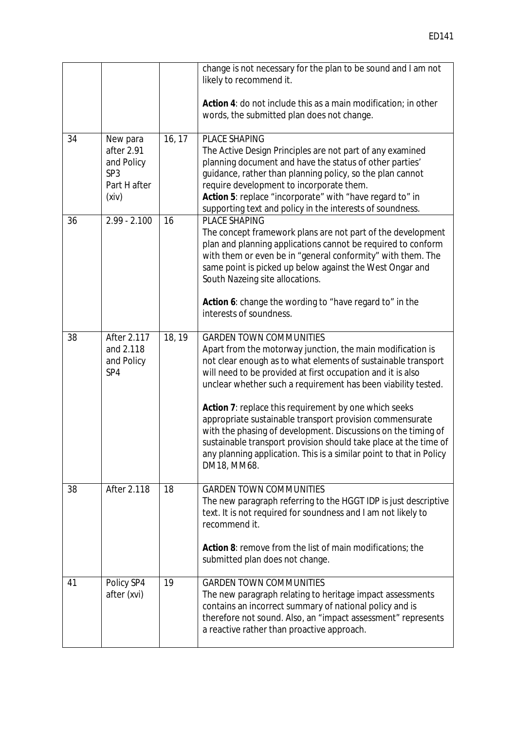| | | | |
|---|---|---|---|
| | | | change is not necessary for the plan to be sound and I am not likely to recommend it.<br><br>**Action 4**: do not include this as a main modification; in other words, the submitted plan does not change. |
| 34 | New para after 2.91 and Policy SP3 Part H after (xiv) | 16, 17 | PLACE SHAPING<br>The Active Design Principles are not part of any examined planning document and have the status of other parties' guidance, rather than planning policy, so the plan cannot require development to incorporate them.<br>**Action 5**: replace "incorporate" with "have regard to" in supporting text and policy in the interests of soundness. |
| 36 | 2.99 - 2.100 | 16 | PLACE SHAPING<br>The concept framework plans are not part of the development plan and planning applications cannot be required to conform with them or even be in "general conformity" with them. The same point is picked up below against the West Ongar and South Nazeing site allocations.<br><br>**Action 6**: change the wording to "have regard to" in the interests of soundness. |
| 38 | After 2.117 and 2.118 and Policy SP4 | 18, 19 | GARDEN TOWN COMMUNITIES<br>Apart from the motorway junction, the main modification is not clear enough as to what elements of sustainable transport will need to be provided at first occupation and it is also unclear whether such a requirement has been viability tested.<br><br>**Action 7**: replace this requirement by one which seeks appropriate sustainable transport provision commensurate with the phasing of development. Discussions on the timing of sustainable transport provision should take place at the time of any planning application. This is a similar point to that in Policy DM18, MM68. |
| 38 | After 2.118 | 18 | GARDEN TOWN COMMUNITIES<br>The new paragraph referring to the HGGT IDP is just descriptive text. It is not required for soundness and I am not likely to recommend it.<br><br>**Action 8**: remove from the list of main modifications; the submitted plan does not change. |
| 41 | Policy SP4 after (xvi) | 19 | GARDEN TOWN COMMUNITIES<br>The new paragraph relating to heritage impact assessments contains an incorrect summary of national policy and is therefore not sound. Also, an "impact assessment" represents a reactive rather than proactive approach. |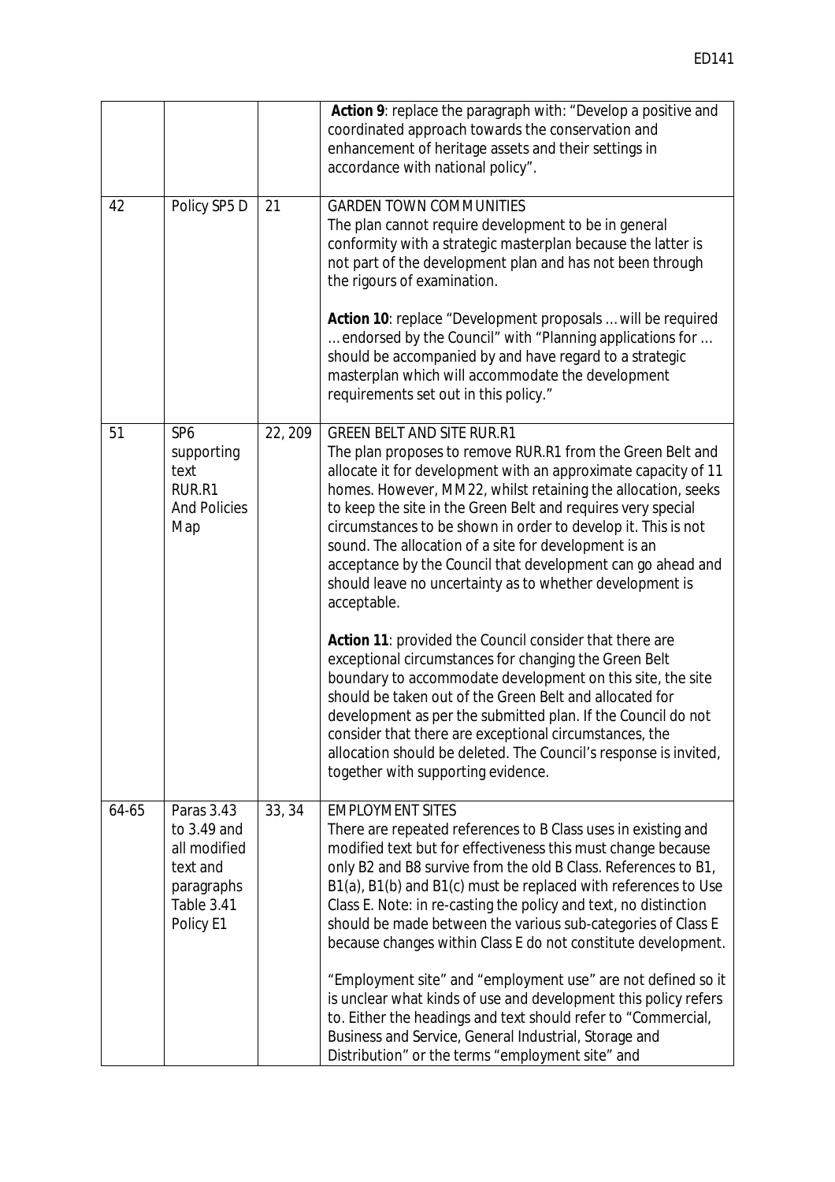| | | | **Action 9**: replace the paragraph with: "Develop a positive and coordinated approach towards the conservation and enhancement of heritage assets and their settings in accordance with national policy". |
|---|---|---|---|
| 42 | Policy SP5 D | 21 | GARDEN TOWN COMMUNITIES<br>The plan cannot require development to be in general conformity with a strategic masterplan because the latter is not part of the development plan and has not been through the rigours of examination.<br><br>**Action 10**: replace "Development proposals … will be required … endorsed by the Council" with "Planning applications for … should be accompanied by and have regard to a strategic masterplan which will accommodate the development requirements set out in this policy." |
| 51 | SP6 supporting text RUR.R1 And Policies Map | 22, 209 | GREEN BELT AND SITE RUR.R1<br>The plan proposes to remove RUR.R1 from the Green Belt and allocate it for development with an approximate capacity of 11 homes. However, MM22, whilst retaining the allocation, seeks to keep the site in the Green Belt and requires very special circumstances to be shown in order to develop it. This is not sound. The allocation of a site for development is an acceptance by the Council that development can go ahead and should leave no uncertainty as to whether development is acceptable.<br><br>**Action 11**: provided the Council consider that there are exceptional circumstances for changing the Green Belt boundary to accommodate development on this site, the site should be taken out of the Green Belt and allocated for development as per the submitted plan. If the Council do not consider that there are exceptional circumstances, the allocation should be deleted. The Council's response is invited, together with supporting evidence. |
| 64-65 | Paras 3.43 to 3.49 and all modified text and paragraphs Table 3.41 Policy E1 | 33, 34 | EMPLOYMENT SITES<br>There are repeated references to B Class uses in existing and modified text but for effectiveness this must change because only B2 and B8 survive from the old B Class. References to B1, B1(a), B1(b) and B1(c) must be replaced with references to Use Class E. Note: in re-casting the policy and text, no distinction should be made between the various sub-categories of Class E because changes within Class E do not constitute development.<br><br>"Employment site" and "employment use" are not defined so it is unclear what kinds of use and development this policy refers to. Either the headings and text should refer to "Commercial, Business and Service, General Industrial, Storage and Distribution" or the terms "employment site" and |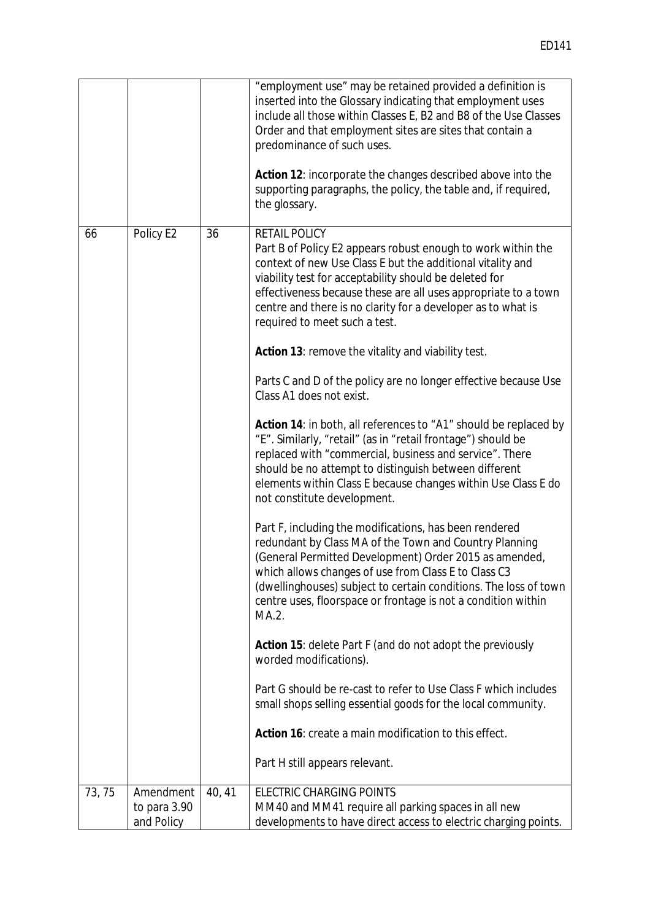| | | | |
|---|---|---|---|
| | | | "employment use" may be retained provided a definition is inserted into the Glossary indicating that employment uses include all those within Classes E, B2 and B8 of the Use Classes Order and that employment sites are sites that contain a predominance of such uses.<br><br>**Action 12**: incorporate the changes described above into the supporting paragraphs, the policy, the table and, if required, the glossary. |
| 66 | Policy E2 | 36 | RETAIL POLICY<br>Part B of Policy E2 appears robust enough to work within the context of new Use Class E but the additional vitality and viability test for acceptability should be deleted for effectiveness because these are all uses appropriate to a town centre and there is no clarity for a developer as to what is required to meet such a test.<br><br>**Action 13**: remove the vitality and viability test.<br><br>Parts C and D of the policy are no longer effective because Use Class A1 does not exist.<br><br>**Action 14**: in both, all references to "A1" should be replaced by "E". Similarly, "retail" (as in "retail frontage") should be replaced with "commercial, business and service". There should be no attempt to distinguish between different elements within Class E because changes within Use Class E do not constitute development.<br><br>Part F, including the modifications, has been rendered redundant by Class MA of the Town and Country Planning (General Permitted Development) Order 2015 as amended, which allows changes of use from Class E to Class C3 (dwellinghouses) subject to certain conditions. The loss of town centre uses, floorspace or frontage is not a condition within MA.2.<br><br>**Action 15**: delete Part F (and do not adopt the previously worded modifications).<br><br>Part G should be re-cast to refer to Use Class F which includes small shops selling essential goods for the local community.<br><br>**Action 16**: create a main modification to this effect.<br><br>Part H still appears relevant. |
| 73, 75 | Amendment to para 3.90 and Policy | 40, 41 | ELECTRIC CHARGING POINTS<br>MM40 and MM41 require all parking spaces in all new developments to have direct access to electric charging points. |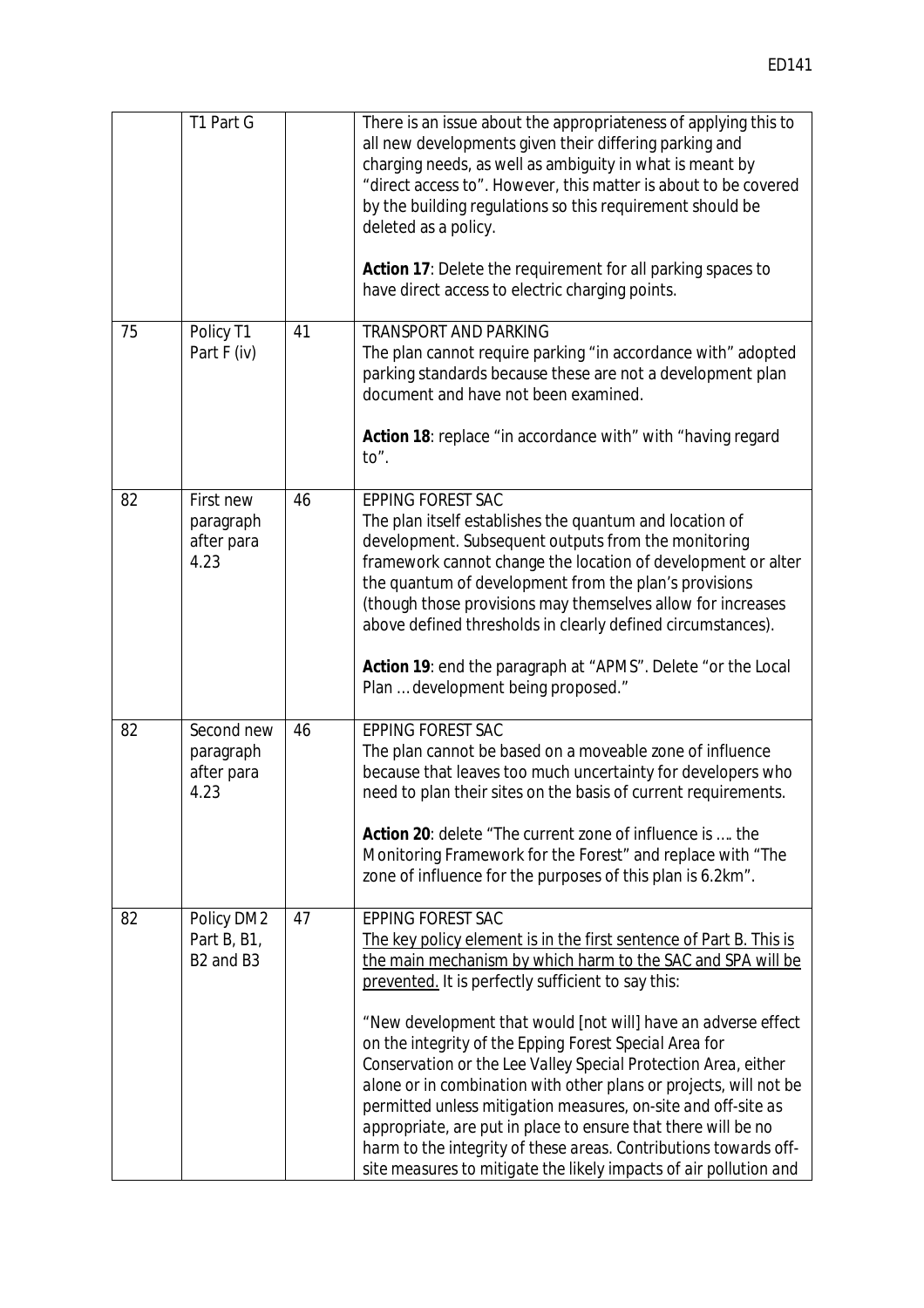| | T1 Part G | | There is an issue about the appropriateness of applying this to all new developments given their differing parking and charging needs, as well as ambiguity in what is meant by "direct access to". However, this matter is about to be covered by the building regulations so this requirement should be deleted as a policy.<br><br>**Action 17**: Delete the requirement for all parking spaces to have direct access to electric charging points. |
|---|---|---|---|
| 75 | Policy T1 Part F (iv) | 41 | TRANSPORT AND PARKING<br>The plan cannot require parking "in accordance with" adopted parking standards because these are not a development plan document and have not been examined.<br><br>**Action 18**: replace "in accordance with" with "having regard to". |
| 82 | First new paragraph after para 4.23 | 46 | EPPING FOREST SAC<br>The plan itself establishes the quantum and location of development. Subsequent outputs from the monitoring framework cannot change the location of development or alter the quantum of development from the plan's provisions (though those provisions may themselves allow for increases above defined thresholds in clearly defined circumstances).<br><br>**Action 19**: end the paragraph at "APMS". Delete "or the Local Plan … development being proposed." |
| 82 | Second new paragraph after para 4.23 | 46 | EPPING FOREST SAC<br>The plan cannot be based on a moveable zone of influence because that leaves too much uncertainty for developers who need to plan their sites on the basis of current requirements.<br><br>**Action 20**: delete "The current zone of influence is …. the Monitoring Framework for the Forest" and replace with "The zone of influence for the purposes of this plan is 6.2km". |
| 82 | Policy DM2 Part B, B1, B2 and B3 | 47 | EPPING FOREST SAC<br><u>The key policy element is in the first sentence of Part B. This is the main mechanism by which harm to the SAC and SPA will be prevented.</u> It is perfectly sufficient to say this:<br><br>*"New development that would [not will] have an adverse effect on the integrity of the Epping Forest Special Area for Conservation or the Lee Valley Special Protection Area, either alone or in combination with other plans or projects, will not be permitted unless mitigation measures, on-site and off-site as appropriate, are put in place to ensure that there will be no harm to the integrity of these areas. Contributions towards off-site measures to mitigate the likely impacts of air pollution and* |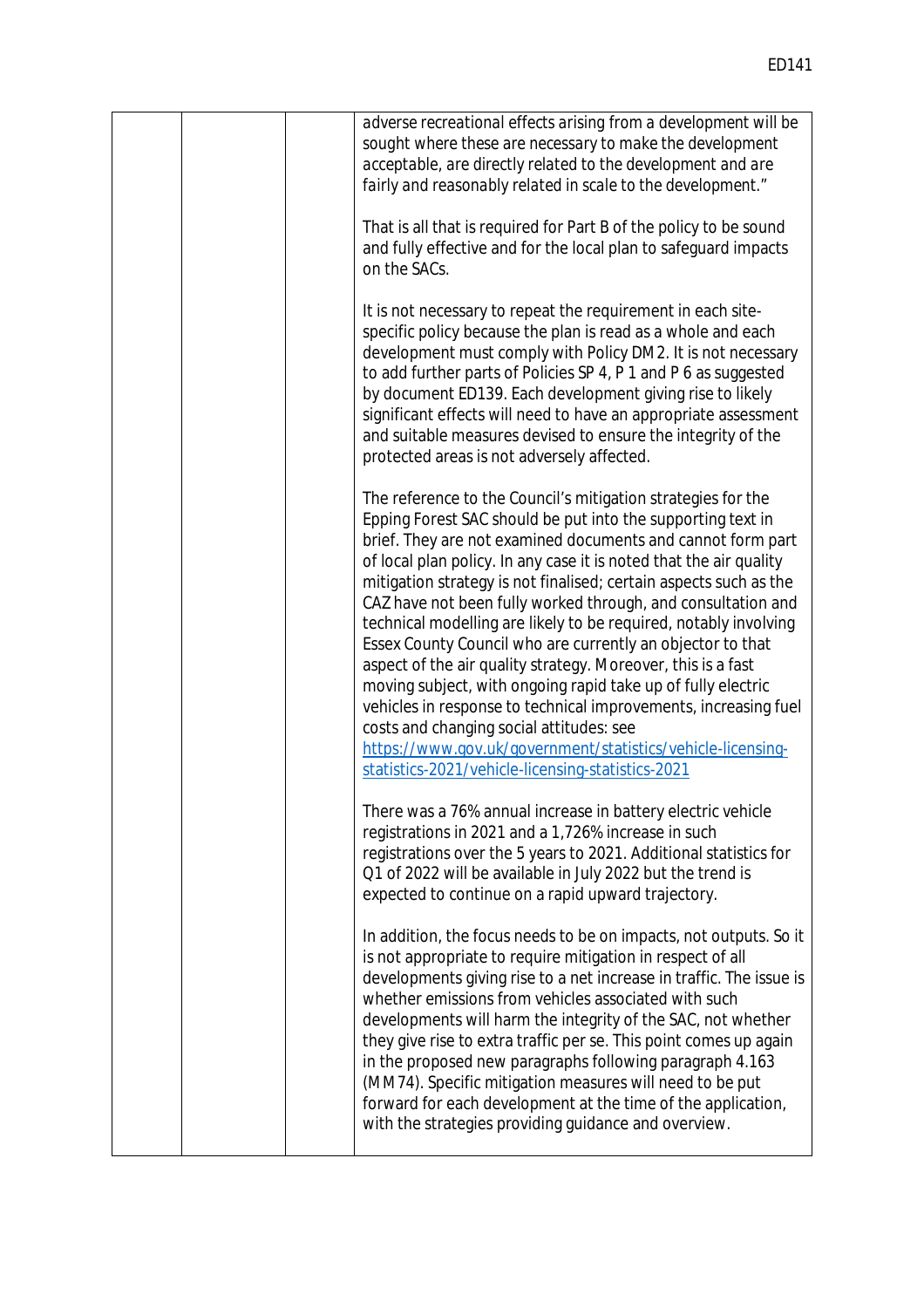| | | | adverse recreational effects arising from a development will be sought where these are necessary to make the development acceptable, are directly related to the development and are fairly and reasonably related in scale to the development."<br><br>That is all that is required for Part B of the policy to be sound and fully effective and for the local plan to safeguard impacts on the SACs.<br><br>It is not necessary to repeat the requirement in each site-specific policy because the plan is read as a whole and each development must comply with Policy DM 2. It is not necessary to add further parts of Policies SP 4, P 1 and P 6 as suggested by document ED139. Each development giving rise to likely significant effects will need to have an appropriate assessment and suitable measures devised to ensure the integrity of the protected areas is not adversely affected.<br><br>The reference to the Council's mitigation strategies for the Epping Forest SAC should be put into the supporting text in brief. They are not examined documents and cannot form part of local plan policy. In any case it is noted that the air quality mitigation strategy is not finalised; certain aspects such as the CAZ have not been fully worked through, and consultation and technical modelling are likely to be required, notably involving Essex County Council who are currently an objector to that aspect of the air quality strategy. Moreover, this is a fast moving subject, with ongoing rapid take up of fully electric vehicles in response to technical improvements, increasing fuel costs and changing social attitudes: see https://www.gov.uk/government/statistics/vehicle-licensing-statistics-2021/vehicle-licensing-statistics-2021<br><br>There was a 76% annual increase in battery electric vehicle registrations in 2021 and a 1,726% increase in such registrations over the 5 years to 2021. Additional statistics for Q1 of 2022 will be available in July 2022 but the trend is expected to continue on a rapid upward trajectory.<br><br>In addition, the focus needs to be on impacts, not outputs. So it is not appropriate to require mitigation in respect of all developments giving rise to a net increase in traffic. The issue is whether emissions from vehicles associated with such developments will harm the integrity of the SAC, not whether they give rise to extra traffic per se. This point comes up again in the proposed new paragraphs following paragraph 4.163 (MM74). Specific mitigation measures will need to be put forward for each development at the time of the application, with the strategies providing guidance and overview. |
|---|---|---|---|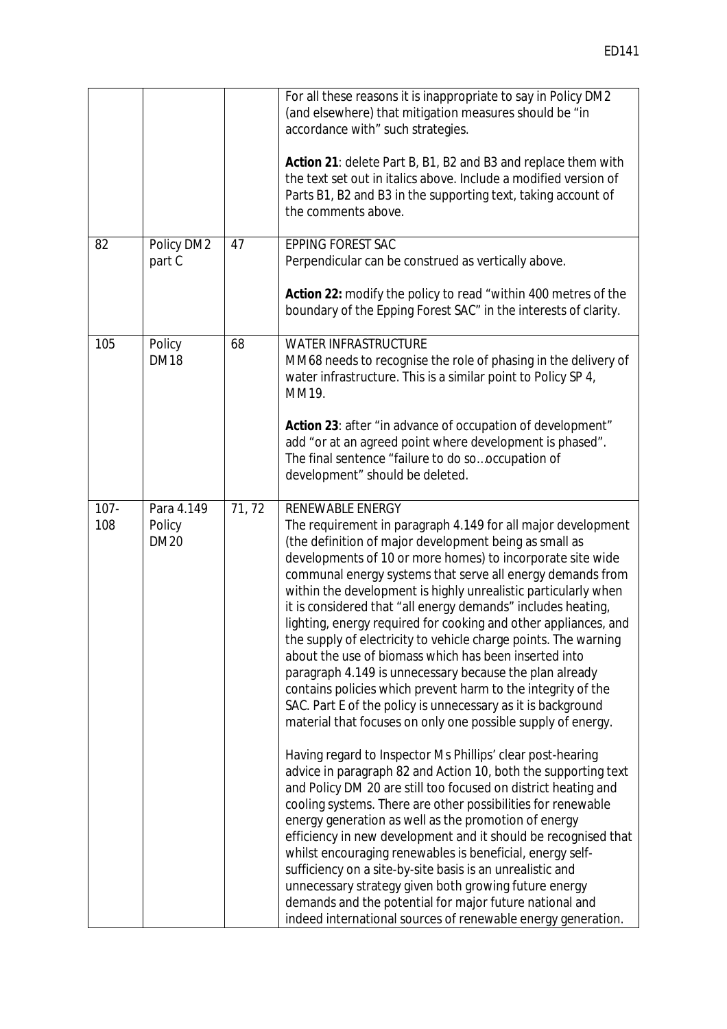| | | | |
|---|---|---|---|
| | | | For all these reasons it is inappropriate to say in Policy DM2 (and elsewhere) that mitigation measures should be "in accordance with" such strategies.<br><br>**Action 21**: delete Part B, B1, B2 and B3 and replace them with the text set out in italics above. Include a modified version of Parts B1, B2 and B3 in the supporting text, taking account of the comments above. |
| 82 | Policy DM2 part C | 47 | EPPING FOREST SAC<br>Perpendicular can be construed as vertically above.<br><br>**Action 22:** modify the policy to read "within 400 metres of the boundary of the Epping Forest SAC" in the interests of clarity. |
| 105 | Policy DM18 | 68 | WATER INFRASTRUCTURE<br>MM68 needs to recognise the role of phasing in the delivery of water infrastructure. This is a similar point to Policy SP 4, MM19.<br><br>**Action 23**: after "in advance of occupation of development" add "or at an agreed point where development is phased". The final sentence "failure to do so…occupation of development" should be deleted. |
| 107-108 | Para 4.149 Policy DM20 | 71, 72 | RENEWABLE ENERGY<br>The requirement in paragraph 4.149 for all major development (the definition of major development being as small as developments of 10 or more homes) to incorporate site wide communal energy systems that serve all energy demands from within the development is highly unrealistic particularly when it is considered that "all energy demands" includes heating, lighting, energy required for cooking and other appliances, and the supply of electricity to vehicle charge points. The warning about the use of biomass which has been inserted into paragraph 4.149 is unnecessary because the plan already contains policies which prevent harm to the integrity of the SAC. Part E of the policy is unnecessary as it is background material that focuses on only one possible supply of energy.<br><br>Having regard to Inspector Ms Phillips' clear post-hearing advice in paragraph 82 and Action 10, both the supporting text and Policy DM 20 are still too focused on district heating and cooling systems. There are other possibilities for renewable energy generation as well as the promotion of energy efficiency in new development and it should be recognised that whilst encouraging renewables is beneficial, energy self-sufficiency on a site-by-site basis is an unrealistic and unnecessary strategy given both growing future energy demands and the potential for major future national and indeed international sources of renewable energy generation. |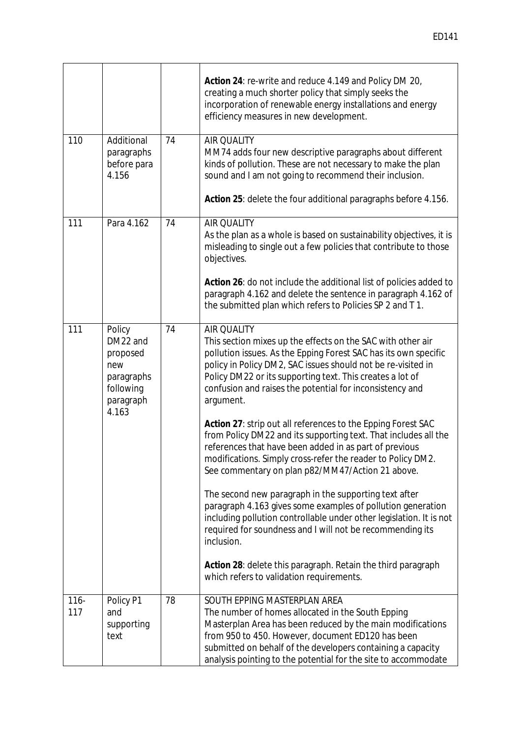| | | | |
|---|---|---|---|
| | | | **Action 24**: re-write and reduce 4.149 and Policy DM 20, creating a much shorter policy that simply seeks the incorporation of renewable energy installations and energy efficiency measures in new development. |
| 110 | Additional paragraphs before para 4.156 | 74 | AIR QUALITY<br>MM74 adds four new descriptive paragraphs about different kinds of pollution. These are not necessary to make the plan sound and I am not going to recommend their inclusion.<br><br>**Action 25**: delete the four additional paragraphs before 4.156. |
| 111 | Para 4.162 | 74 | AIR QUALITY<br>As the plan as a whole is based on sustainability objectives, it is misleading to single out a few policies that contribute to those objectives.<br><br>**Action 26**: do not include the additional list of policies added to paragraph 4.162 and delete the sentence in paragraph 4.162 of the submitted plan which refers to Policies SP 2 and T 1. |
| 111 | Policy DM22 and proposed new paragraphs following paragraph 4.163 | 74 | AIR QUALITY<br>This section mixes up the effects on the SAC with other air pollution issues. As the Epping Forest SAC has its own specific policy in Policy DM2, SAC issues should not be re-visited in Policy DM22 or its supporting text. This creates a lot of confusion and raises the potential for inconsistency and argument.<br><br>**Action 27**: strip out all references to the Epping Forest SAC from Policy DM22 and its supporting text. That includes all the references that have been added in as part of previous modifications. Simply cross-refer the reader to Policy DM2. See commentary on plan p82/MM47/Action 21 above.<br><br>The second new paragraph in the supporting text after paragraph 4.163 gives some examples of pollution generation including pollution controllable under other legislation. It is not required for soundness and I will not be recommending its inclusion.<br><br>**Action 28**: delete this paragraph. Retain the third paragraph which refers to validation requirements. |
| 116-117 | Policy P1 and supporting text | 78 | SOUTH EPPING MASTERPLAN AREA<br>The number of homes allocated in the South Epping Masterplan Area has been reduced by the main modifications from 950 to 450. However, document ED120 has been submitted on behalf of the developers containing a capacity analysis pointing to the potential for the site to accommodate |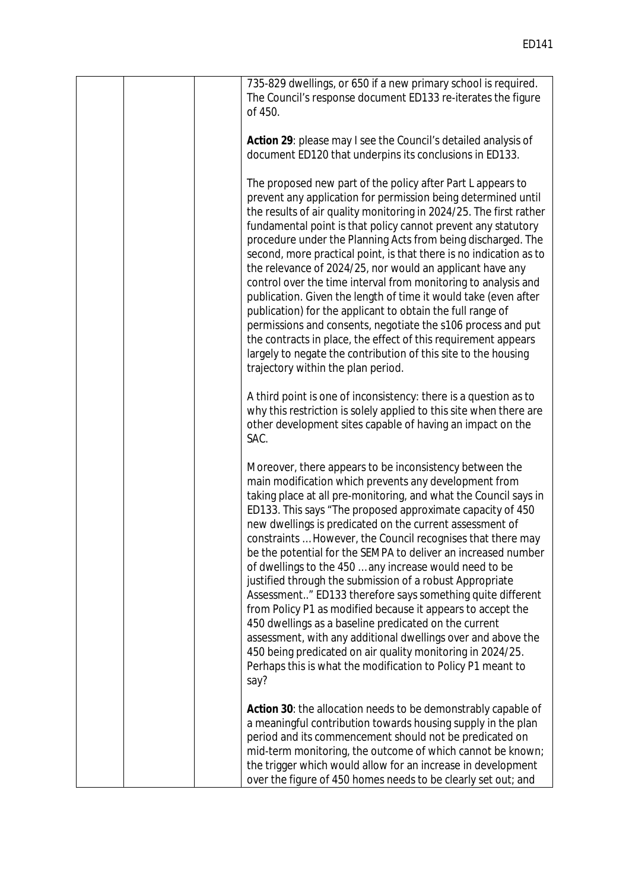| | | | 735-829 dwellings, or 650 if a new primary school is required. The Council's response document ED133 re-iterates the figure of 450.<br><br>**Action 29**: please may I see the Council's detailed analysis of document ED120 that underpins its conclusions in ED133.<br><br>The proposed new part of the policy after Part L appears to prevent any application for permission being determined until the results of air quality monitoring in 2024/25. The first rather fundamental point is that policy cannot prevent any statutory procedure under the Planning Acts from being discharged. The second, more practical point, is that there is no indication as to the relevance of 2024/25, nor would an applicant have any control over the time interval from monitoring to analysis and publication. Given the length of time it would take (even after publication) for the applicant to obtain the full range of permissions and consents, negotiate the s106 process and put the contracts in place, the effect of this requirement appears largely to negate the contribution of this site to the housing trajectory within the plan period.<br><br>A third point is one of inconsistency: there is a question as to why this restriction is solely applied to this site when there are other development sites capable of having an impact on the SAC.<br><br>Moreover, there appears to be inconsistency between the main modification which prevents any development from taking place at all pre-monitoring, and what the Council says in ED133. This says "The proposed approximate capacity of 450 new dwellings is predicated on the current assessment of constraints … However, the Council recognises that there may be the potential for the SEMPA to deliver an increased number of dwellings to the 450 … any increase would need to be justified through the submission of a robust Appropriate Assessment.." ED133 therefore says something quite different from Policy P1 as modified because it appears to accept the 450 dwellings as a baseline predicated on the current assessment, with any additional dwellings over and above the 450 being predicated on air quality monitoring in 2024/25. Perhaps this is what the modification to Policy P1 meant to say?<br><br>**Action 30**: the allocation needs to be demonstrably capable of a meaningful contribution towards housing supply in the plan period and its commencement should not be predicated on mid-term monitoring, the outcome of which cannot be known; the trigger which would allow for an increase in development over the figure of 450 homes needs to be clearly set out; and |
|---|---|---|---|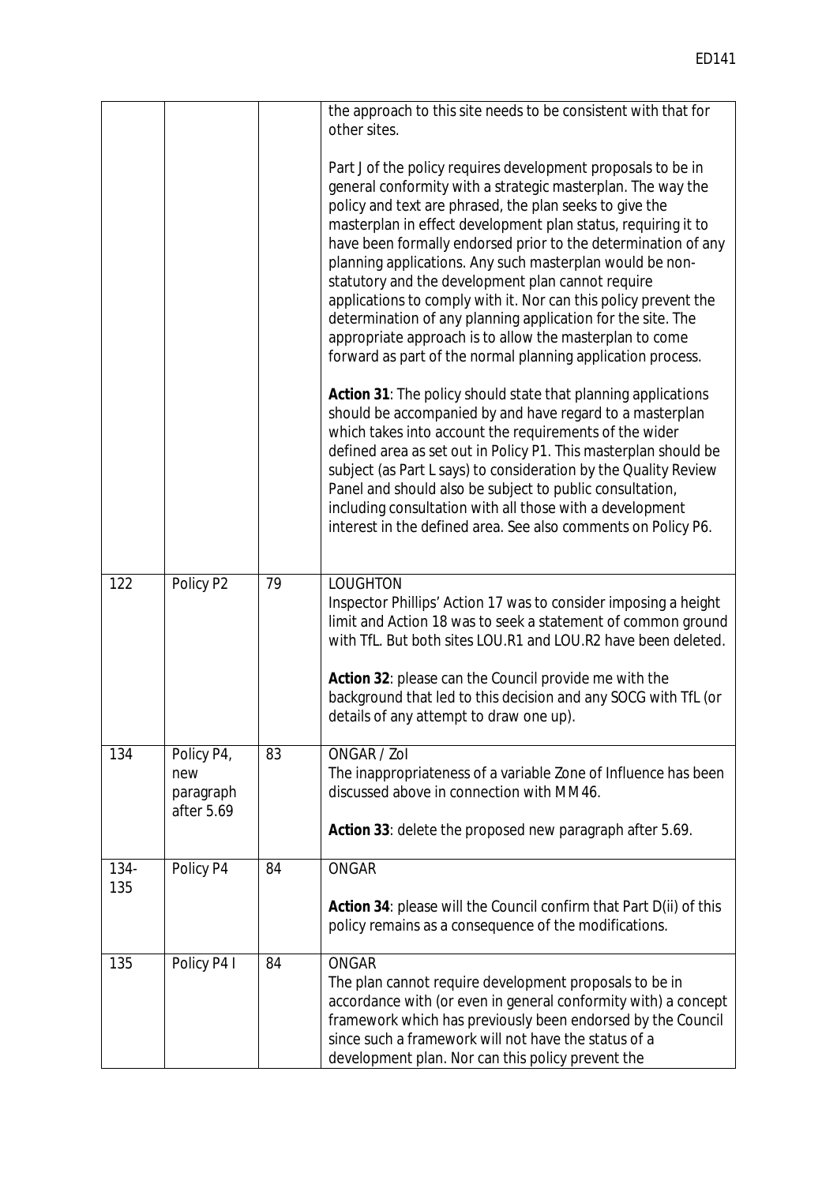| | | | |
|---|---|---|---|
| | | | the approach to this site needs to be consistent with that for other sites.<br><br>Part J of the policy requires development proposals to be in general conformity with a strategic masterplan. The way the policy and text are phrased, the plan seeks to give the masterplan in effect development plan status, requiring it to have been formally endorsed prior to the determination of any planning applications. Any such masterplan would be non-statutory and the development plan cannot require applications to comply with it. Nor can this policy prevent the determination of any planning application for the site. The appropriate approach is to allow the masterplan to come forward as part of the normal planning application process.<br><br>**Action 31**: The policy should state that planning applications should be accompanied by and have regard to a masterplan which takes into account the requirements of the wider defined area as set out in Policy P1. This masterplan should be subject (as Part L says) to consideration by the Quality Review Panel and should also be subject to public consultation, including consultation with all those with a development interest in the defined area. See also comments on Policy P6. |
| 122 | Policy P2 | 79 | LOUGHTON<br>Inspector Phillips' Action 17 was to consider imposing a height limit and Action 18 was to seek a statement of common ground with TfL. But both sites LOU.R1 and LOU.R2 have been deleted.<br><br>**Action 32**: please can the Council provide me with the background that led to this decision and any SOCG with TfL (or details of any attempt to draw one up). |
| 134 | Policy P4, new paragraph after 5.69 | 83 | ONGAR / ZoI<br>The inappropriateness of a variable Zone of Influence has been discussed above in connection with MM46.<br><br>**Action 33**: delete the proposed new paragraph after 5.69. |
| 134-135 | Policy P4 | 84 | ONGAR<br><br>**Action 34**: please will the Council confirm that Part D(ii) of this policy remains as a consequence of the modifications. |
| 135 | Policy P4 I | 84 | ONGAR<br>The plan cannot require development proposals to be in accordance with (or even in general conformity with) a concept framework which has previously been endorsed by the Council since such a framework will not have the status of a development plan. Nor can this policy prevent the |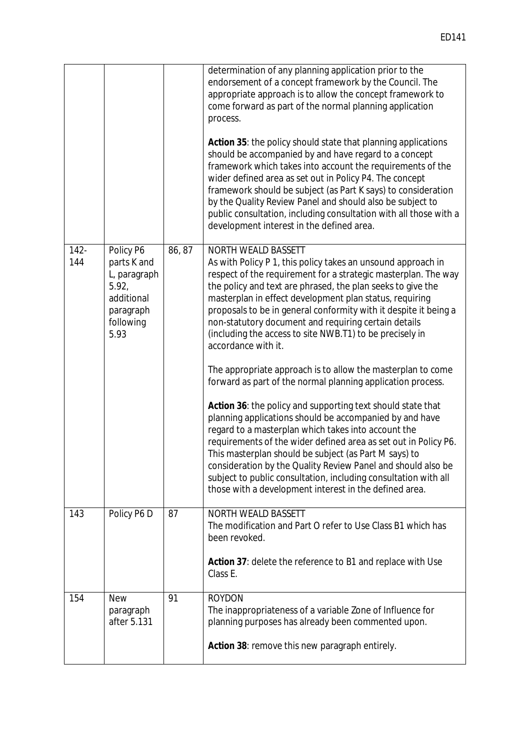|  |  |  | determination of any planning application prior to the endorsement of a concept framework by the Council. The appropriate approach is to allow the concept framework to come forward as part of the normal planning application process.<br><br>**Action 35**: the policy should state that planning applications should be accompanied by and have regard to a concept framework which takes into account the requirements of the wider defined area as set out in Policy P4. The concept framework should be subject (as Part K says) to consideration by the Quality Review Panel and should also be subject to public consultation, including consultation with all those with a development interest in the defined area. |
|---|---|---|---|
| 142-144 | Policy P6 parts K and L, paragraph 5.92, additional paragraph following 5.93 | 86, 87 | NORTH WEALD BASSETT<br>As with Policy P 1, this policy takes an unsound approach in respect of the requirement for a strategic masterplan. The way the policy and text are phrased, the plan seeks to give the masterplan in effect development plan status, requiring proposals to be in general conformity with it despite it being a non-statutory document and requiring certain details (including the access to site NWB.T1) to be precisely in accordance with it.<br><br>The appropriate approach is to allow the masterplan to come forward as part of the normal planning application process.<br><br>**Action 36**: the policy and supporting text should state that planning applications should be accompanied by and have regard to a masterplan which takes into account the requirements of the wider defined area as set out in Policy P6. This masterplan should be subject (as Part M says) to consideration by the Quality Review Panel and should also be subject to public consultation, including consultation with all those with a development interest in the defined area. |
| 143 | Policy P6 D | 87 | NORTH WEALD BASSETT<br>The modification and Part O refer to Use Class B1 which has been revoked.<br><br>**Action 37**: delete the reference to B1 and replace with Use Class E. |
| 154 | New paragraph after 5.131 | 91 | ROYDON<br>The inappropriateness of a variable Zone of Influence for planning purposes has already been commented upon.<br><br>**Action 38**: remove this new paragraph entirely. |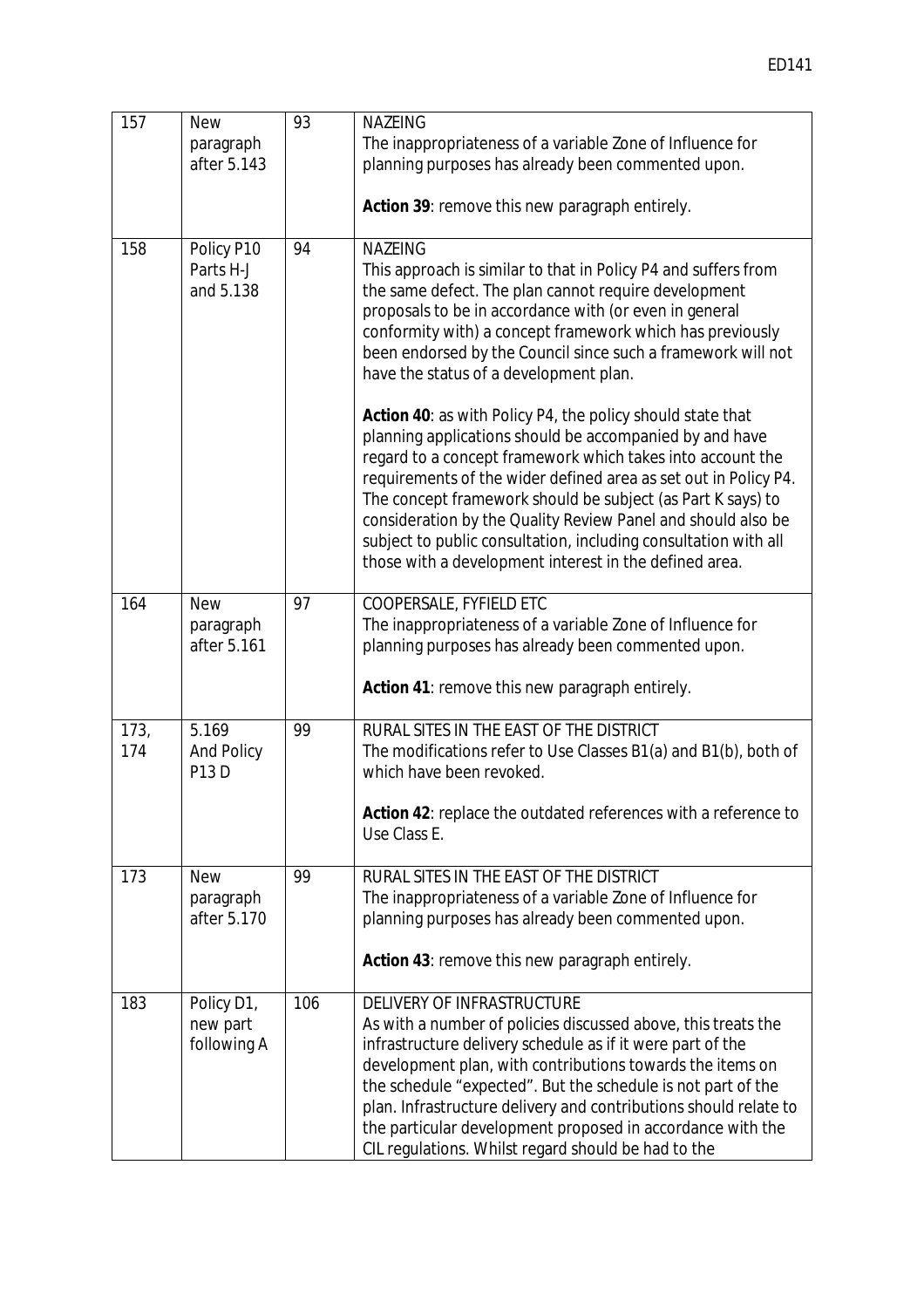| 157 | New paragraph after 5.143 | 93 | NAZEING<br>The inappropriateness of a variable Zone of Influence for planning purposes has already been commented upon.<br><br>**Action 39**: remove this new paragraph entirely. |
|---|---|---|---|
| 158 | Policy P10 Parts H-J and 5.138 | 94 | NAZEING<br>This approach is similar to that in Policy P4 and suffers from the same defect. The plan cannot require development proposals to be in accordance with (or even in general conformity with) a concept framework which has previously been endorsed by the Council since such a framework will not have the status of a development plan.<br><br>**Action 40**: as with Policy P4, the policy should state that planning applications should be accompanied by and have regard to a concept framework which takes into account the requirements of the wider defined area as set out in Policy P4. The concept framework should be subject (as Part K says) to consideration by the Quality Review Panel and should also be subject to public consultation, including consultation with all those with a development interest in the defined area. |
| 164 | New paragraph after 5.161 | 97 | COOPERSALE, FYFIELD ETC<br>The inappropriateness of a variable Zone of Influence for planning purposes has already been commented upon.<br><br>**Action 41**: remove this new paragraph entirely. |
| 173, 174 | 5.169 And Policy P13 D | 99 | RURAL SITES IN THE EAST OF THE DISTRICT<br>The modifications refer to Use Classes B1(a) and B1(b), both of which have been revoked.<br><br>**Action 42**: replace the outdated references with a reference to Use Class E. |
| 173 | New paragraph after 5.170 | 99 | RURAL SITES IN THE EAST OF THE DISTRICT<br>The inappropriateness of a variable Zone of Influence for planning purposes has already been commented upon.<br><br>**Action 43**: remove this new paragraph entirely. |
| 183 | Policy D1, new part following A | 106 | DELIVERY OF INFRASTRUCTURE<br>As with a number of policies discussed above, this treats the infrastructure delivery schedule as if it were part of the development plan, with contributions towards the items on the schedule "expected". But the schedule is not part of the plan. Infrastructure delivery and contributions should relate to the particular development proposed in accordance with the CIL regulations. Whilst regard should be had to the |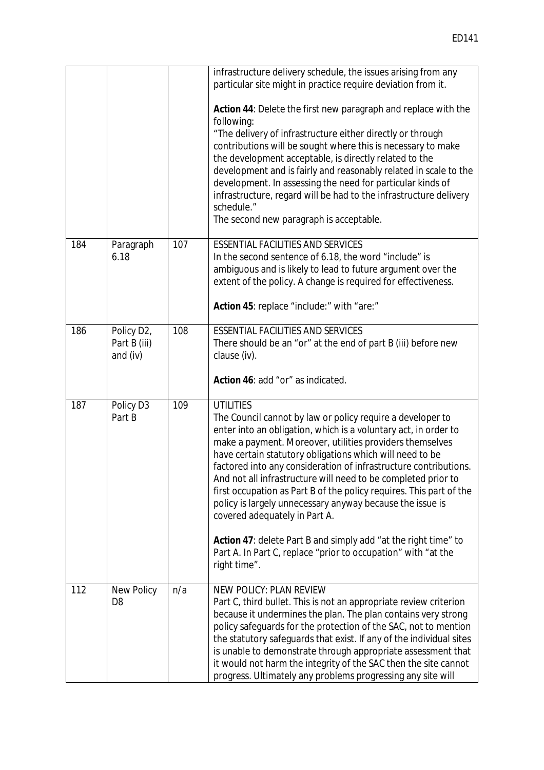| | | | |
|---|---|---|---|
| | | | infrastructure delivery schedule, the issues arising from any particular site might in practice require deviation from it.<br><br>**Action 44**: Delete the first new paragraph and replace with the following:<br>"The delivery of infrastructure either directly or through contributions will be sought where this is necessary to make the development acceptable, is directly related to the development and is fairly and reasonably related in scale to the development. In assessing the need for particular kinds of infrastructure, regard will be had to the infrastructure delivery schedule."<br>The second new paragraph is acceptable. |
| 184 | Paragraph 6.18 | 107 | ESSENTIAL FACILITIES AND SERVICES<br>In the second sentence of 6.18, the word "include" is ambiguous and is likely to lead to future argument over the extent of the policy. A change is required for effectiveness.<br><br>**Action 45**: replace "include:" with "are:" |
| 186 | Policy D2, Part B (iii) and (iv) | 108 | ESSENTIAL FACILITIES AND SERVICES<br>There should be an "or" at the end of part B (iii) before new clause (iv).<br><br>**Action 46**: add "or" as indicated. |
| 187 | Policy D3 Part B | 109 | UTILITIES<br>The Council cannot by law or policy require a developer to enter into an obligation, which is a voluntary act, in order to make a payment. Moreover, utilities providers themselves have certain statutory obligations which will need to be factored into any consideration of infrastructure contributions. And not all infrastructure will need to be completed prior to first occupation as Part B of the policy requires. This part of the policy is largely unnecessary anyway because the issue is covered adequately in Part A.<br><br>**Action 47**: delete Part B and simply add "at the right time" to Part A. In Part C, replace "prior to occupation" with "at the right time". |
| 112 | New Policy D8 | n/a | NEW POLICY: PLAN REVIEW<br>Part C, third bullet. This is not an appropriate review criterion because it undermines the plan. The plan contains very strong policy safeguards for the protection of the SAC, not to mention the statutory safeguards that exist. If any of the individual sites is unable to demonstrate through appropriate assessment that it would not harm the integrity of the SAC then the site cannot progress. Ultimately any problems progressing any site will |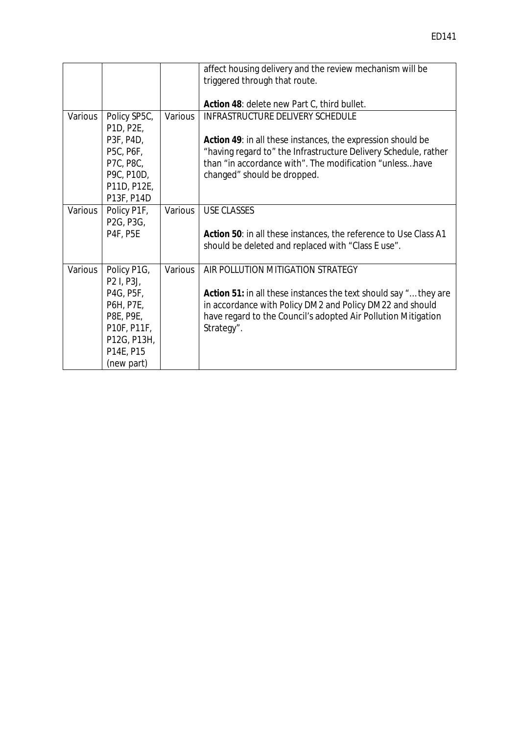| | | | |
|---|---|---|---|
| | | | affect housing delivery and the review mechanism will be triggered through that route.<br><br>**Action 48**: delete new Part C, third bullet. |
| Various | Policy SP5C, P1D, P2E, P3F, P4D, P5C, P6F, P7C, P8C, P9C, P10D, P11D, P12E, P13F, P14D | Various | INFRASTRUCTURE DELIVERY SCHEDULE<br><br>**Action 49**: in all these instances, the expression should be "having regard to" the Infrastructure Delivery Schedule, rather than "in accordance with". The modification "unless…have changed" should be dropped. |
| Various | Policy P1F, P2G, P3G, P4F, P5E | Various | USE CLASSES<br><br>**Action 50**: in all these instances, the reference to Use Class A1 should be deleted and replaced with "Class E use". |
| Various | Policy P1G, P2 I, P3J, P4G, P5F, P6H, P7E, P8E, P9E, P10F, P11F, P12G, P13H, P14E, P15 (new part) | Various | AIR POLLUTION MITIGATION STRATEGY<br><br>**Action 51:** in all these instances the text should say "…they are in accordance with Policy DM2 and Policy DM22 and should have regard to the Council's adopted Air Pollution Mitigation Strategy". |